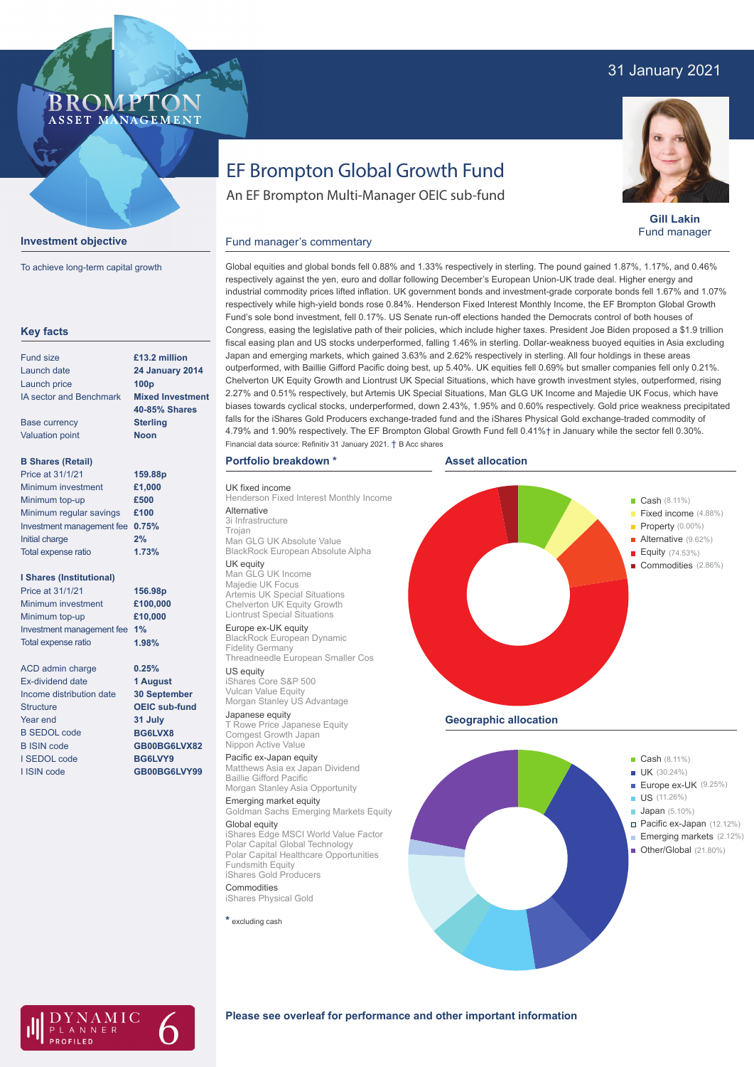31 January 2021

BROMPTON ASSET MANAGEMENT

# EF Brompton Global Growth Fund

An EF Brompton Multi-Manager OEIC sub-fund

**Gill Lakin**
Fund manager

## Investment objective

To achieve long-term capital growth

## Key facts

| | |
|---|---|
| Fund size | **£13.2 million** |
| Launch date | **24 January 2014** |
| Launch price | **100p** |
| IA sector and Benchmark | **Mixed Investment 40-85% Shares** |
| Base currency | **Sterling** |
| Valuation point | **Noon** |

**B Shares (Retail)**

| | |
|---|---|
| Price at 31/1/21 | **159.88p** |
| Minimum investment | **£1,000** |
| Minimum top-up | **£500** |
| Minimum regular savings | **£100** |
| Investment management fee | **0.75%** |
| Initial charge | **2%** |
| Total expense ratio | **1.73%** |

**I Shares (Institutional)**

| | |
|---|---|
| Price at 31/1/21 | **156.98p** |
| Minimum investment | **£100,000** |
| Minimum top-up | **£10,000** |
| Investment management fee | **1%** |
| Total expense ratio | **1.98%** |

| | |
|---|---|
| ACD admin charge | **0.25%** |
| Ex-dividend date | **1 August** |
| Income distribution date | **30 September** |
| Structure | **OEIC sub-fund** |
| Year end | **31 July** |
| B SEDOL code | **BG6LVX8** |
| B ISIN code | **GB00BG6LVX82** |
| I SEDOL code | **BG6LVY9** |
| I ISIN code | **GB00BG6LVY99** |

## Fund manager's commentary

Global equities and global bonds fell 0.88% and 1.33% respectively in sterling. The pound gained 1.87%, 1.17%, and 0.46% respectively against the yen, euro and dollar following December's European Union-UK trade deal. Higher energy and industrial commodity prices lifted inflation. UK government bonds and investment-grade corporate bonds fell 1.67% and 1.07% respectively while high-yield bonds rose 0.84%. Henderson Fixed Interest Monthly Income, the EF Brompton Global Growth Fund's sole bond investment, fell 0.17%. US Senate run-off elections handed the Democrats control of both houses of Congress, easing the legislative path of their policies, which include higher taxes. President Joe Biden proposed a $1.9 trillion fiscal easing plan and US stocks underperformed, falling 1.46% in sterling. Dollar-weakness buoyed equities in Asia excluding Japan and emerging markets, which gained 3.63% and 2.62% respectively in sterling. All four holdings in these areas outperformed, with Baillie Gifford Pacific doing best, up 5.40%. UK equities fell 0.69% but smaller companies fell only 0.21%. Chelverton UK Equity Growth and Liontrust UK Special Situations, which have growth investment styles, outperformed, rising 2.27% and 0.51% respectively, but Artemis UK Special Situations, Man GLG UK Income and Majedie UK Focus, which have biases towards cyclical stocks, underperformed, down 2.43%, 1.95% and 0.60% respectively. Gold price weakness precipitated falls for the iShares Gold Producers exchange-traded fund and the iShares Physical Gold exchange-traded commodity of 4.79% and 1.90% respectively. The EF Brompton Global Growth Fund fell 0.41%† in January while the sector fell 0.30%.

Financial data source: Refinitiv 31 January 2021. † B Acc shares

## Portfolio breakdown *

**UK fixed income**
Henderson Fixed Interest Monthly Income

**Alternative**
3i Infrastructure
Trojan
Man GLG UK Absolute Value
BlackRock European Absolute Alpha

**UK equity**
Man GLG UK Income
Majedie UK Focus
Artemis UK Special Situations
Chelverton UK Equity Growth
Liontrust Special Situations

**Europe ex-UK equity**
BlackRock European Dynamic
Fidelity Germany
Threadneedle European Smaller Cos

**US equity**
iShares Core S&P 500
Vulcan Value Equity
Morgan Stanley US Advantage

**Japanese equity**
T Rowe Price Japanese Equity
Comgest Growth Japan
Nippon Active Value

**Pacific ex-Japan equity**
Matthews Asia ex Japan Dividend
Baillie Gifford Pacific
Morgan Stanley Asia Opportunity

**Emerging market equity**
Goldman Sachs Emerging Markets Equity

**Global equity**
iShares Edge MSCI World Value Factor
Polar Capital Global Technology
Polar Capital Healthcare Opportunities
Fundsmith Equity
iShares Gold Producers

**Commodities**
iShares Physical Gold

* excluding cash

## Asset allocation

- Cash (8.11%)
- Fixed income (4.88%)
- Property (0.00%)
- Alternative (9.62%)
- Equity (74.53%)
- Commodities (2.86%)

## Geographic allocation

- Cash (8.11%)
- UK (30.24%)
- Europe ex-UK (9.25%)
- US (11.26%)
- Japan (5.10%)
- Pacific ex-Japan (12.12%)
- Emerging markets (2.12%)
- Other/Global (21.80%)

DYNAMIC PLANNER PROFILED 6

**Please see overleaf for performance and other important information**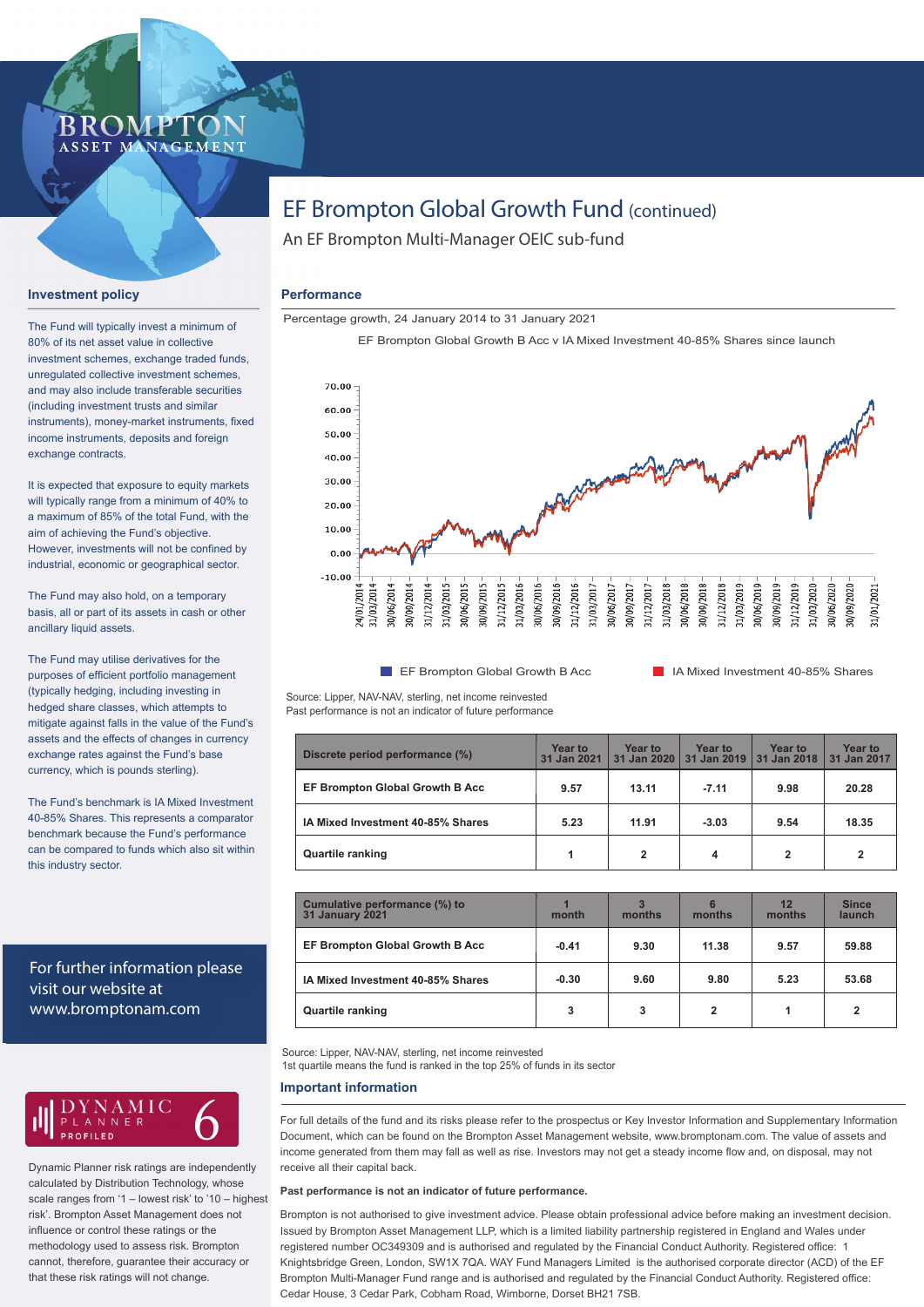# EF Brompton Global Growth Fund (continued)

An EF Brompton Multi-Manager OEIC sub-fund

## Investment policy

The Fund will typically invest a minimum of 80% of its net asset value in collective investment schemes, exchange traded funds, unregulated collective investment schemes, and may also include transferable securities (including investment trusts and similar instruments), money-market instruments, fixed income instruments, deposits and foreign exchange contracts.

It is expected that exposure to equity markets will typically range from a minimum of 40% to a maximum of 85% of the total Fund, with the aim of achieving the Fund's objective. However, investments will not be confined by industrial, economic or geographical sector.

The Fund may also hold, on a temporary basis, all or part of its assets in cash or other ancillary liquid assets.

The Fund may utilise derivatives for the purposes of efficient portfolio management (typically hedging, including investing in hedged share classes, which attempts to mitigate against falls in the value of the Fund's assets and the effects of changes in currency exchange rates against the Fund's base currency, which is pounds sterling).

The Fund's benchmark is IA Mixed Investment 40-85% Shares. This represents a comparator benchmark because the Fund's performance can be compared to funds which also sit within this industry sector.

For further information please visit our website at www.bromptonam.com

DYNAMIC PLANNER PROFILED 6

Dynamic Planner risk ratings are independently calculated by Distribution Technology, whose scale ranges from '1 – lowest risk' to '10 – highest risk'. Brompton Asset Management does not influence or control these ratings or the methodology used to assess risk. Brompton cannot, therefore, guarantee their accuracy or that these risk ratings will not change.

## Performance

Percentage growth, 24 January 2014 to 31 January 2021

EF Brompton Global Growth B Acc v IA Mixed Investment 40-85% Shares since launch

70.00
60.00
50.00
40.00
30.00
20.00
10.00
0.00
-10.00

24/01/2014 31/03/2014 30/06/2014 30/09/2014 31/12/2014 31/03/2015 30/06/2015 30/09/2015 31/12/2015 31/03/2016 30/06/2016 30/09/2016 31/12/2016 31/03/2017 30/06/2017 30/09/2017 31/12/2017 31/03/2018 30/06/2018 30/09/2018 31/12/2018 31/03/2019 30/06/2019 30/09/2019 31/12/2019 31/03/2020 30/06/2020 30/09/2020 31/01/2021

EF Brompton Global Growth B Acc   IA Mixed Investment 40-85% Shares

Source: Lipper, NAV-NAV, sterling, net income reinvested
Past performance is not an indicator of future performance

| Discrete period performance (%) | Year to 31 Jan 2021 | Year to 31 Jan 2020 | Year to 31 Jan 2019 | Year to 31 Jan 2018 | Year to 31 Jan 2017 |
|---|---|---|---|---|---|
| **EF Brompton Global Growth B Acc** | 9.57 | 13.11 | -7.11 | 9.98 | 20.28 |
| **IA Mixed Investment 40-85% Shares** | 5.23 | 11.91 | -3.03 | 9.54 | 18.35 |
| **Quartile ranking** | 1 | 2 | 4 | 2 | 2 |

| Cumulative performance (%) to 31 January 2021 | 1 month | 3 months | 6 months | 12 months | Since launch |
|---|---|---|---|---|---|
| **EF Brompton Global Growth B Acc** | -0.41 | 9.30 | 11.38 | 9.57 | 59.88 |
| **IA Mixed Investment 40-85% Shares** | -0.30 | 9.60 | 9.80 | 5.23 | 53.68 |
| **Quartile ranking** | 3 | 3 | 2 | 1 | 2 |

Source: Lipper, NAV-NAV, sterling, net income reinvested
1st quartile means the fund is ranked in the top 25% of funds in its sector

## Important information

For full details of the fund and its risks please refer to the prospectus or Key Investor Information and Supplementary Information Document, which can be found on the Brompton Asset Management website, www.bromptonam.com. The value of assets and income generated from them may fall as well as rise. Investors may not get a steady income flow and, on disposal, may not receive all their capital back.

**Past performance is not an indicator of future performance.**

Brompton is not authorised to give investment advice. Please obtain professional advice before making an investment decision. Issued by Brompton Asset Management LLP, which is a limited liability partnership registered in England and Wales under registered number OC349309 and is authorised and regulated by the Financial Conduct Authority. Registered office: 1 Knightsbridge Green, London, SW1X 7QA. WAY Fund Managers Limited is the authorised corporate director (ACD) of the EF Brompton Multi-Manager Fund range and is authorised and regulated by the Financial Conduct Authority. Registered office: Cedar House, 3 Cedar Park, Cobham Road, Wimborne, Dorset BH21 7SB.